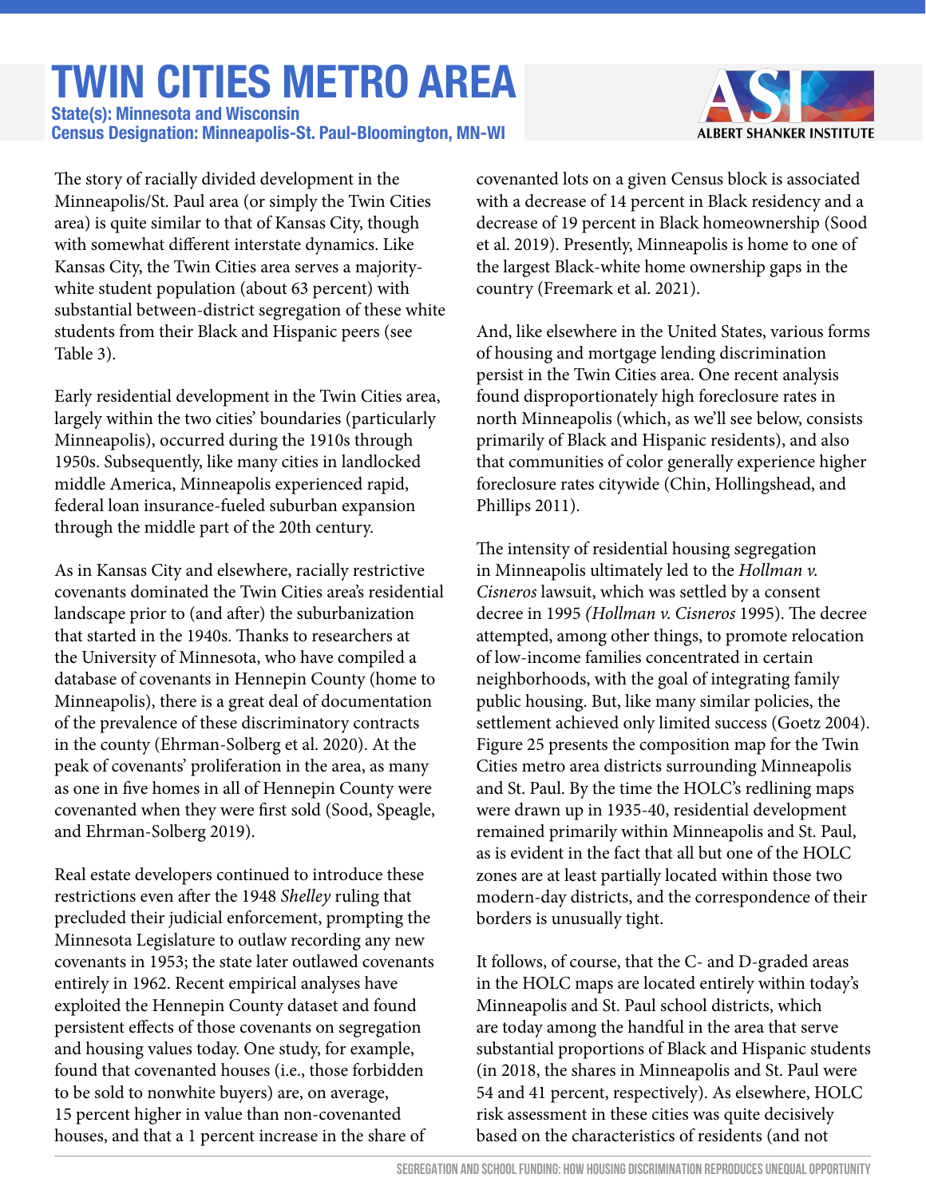# TWIN CITIES METRO AREA

**State(s): Minnesota and Wisconsin**
**Census Designation: Minneapolis-St. Paul-Bloomington, MN-WI**

The story of racially divided development in the Minneapolis/St. Paul area (or simply the Twin Cities area) is quite similar to that of Kansas City, though with somewhat different interstate dynamics. Like Kansas City, the Twin Cities area serves a majority-white student population (about 63 percent) with substantial between-district segregation of these white students from their Black and Hispanic peers (see Table 3).

Early residential development in the Twin Cities area, largely within the two cities' boundaries (particularly Minneapolis), occurred during the 1910s through 1950s. Subsequently, like many cities in landlocked middle America, Minneapolis experienced rapid, federal loan insurance-fueled suburban expansion through the middle part of the 20th century.

As in Kansas City and elsewhere, racially restrictive covenants dominated the Twin Cities area's residential landscape prior to (and after) the suburbanization that started in the 1940s. Thanks to researchers at the University of Minnesota, who have compiled a database of covenants in Hennepin County (home to Minneapolis), there is a great deal of documentation of the prevalence of these discriminatory contracts in the county (Ehrman-Solberg et al. 2020). At the peak of covenants' proliferation in the area, as many as one in five homes in all of Hennepin County were covenanted when they were first sold (Sood, Speagle, and Ehrman-Solberg 2019).

Real estate developers continued to introduce these restrictions even after the 1948 *Shelley* ruling that precluded their judicial enforcement, prompting the Minnesota Legislature to outlaw recording any new covenants in 1953; the state later outlawed covenants entirely in 1962. Recent empirical analyses have exploited the Hennepin County dataset and found persistent effects of those covenants on segregation and housing values today. One study, for example, found that covenanted houses (i.e., those forbidden to be sold to nonwhite buyers) are, on average, 15 percent higher in value than non-covenanted houses, and that a 1 percent increase in the share of covenanted lots on a given Census block is associated with a decrease of 14 percent in Black residency and a decrease of 19 percent in Black homeownership (Sood et al. 2019). Presently, Minneapolis is home to one of the largest Black-white home ownership gaps in the country (Freemark et al. 2021).

And, like elsewhere in the United States, various forms of housing and mortgage lending discrimination persist in the Twin Cities area. One recent analysis found disproportionately high foreclosure rates in north Minneapolis (which, as we'll see below, consists primarily of Black and Hispanic residents), and also that communities of color generally experience higher foreclosure rates citywide (Chin, Hollingshead, and Phillips 2011).

The intensity of residential housing segregation in Minneapolis ultimately led to the *Hollman v. Cisneros* lawsuit, which was settled by a consent decree in 1995 *(Hollman v. Cisneros* 1995). The decree attempted, among other things, to promote relocation of low-income families concentrated in certain neighborhoods, with the goal of integrating family public housing. But, like many similar policies, the settlement achieved only limited success (Goetz 2004). Figure 25 presents the composition map for the Twin Cities metro area districts surrounding Minneapolis and St. Paul. By the time the HOLC's redlining maps were drawn up in 1935-40, residential development remained primarily within Minneapolis and St. Paul, as is evident in the fact that all but one of the HOLC zones are at least partially located within those two modern-day districts, and the correspondence of their borders is unusually tight.

It follows, of course, that the C- and D-graded areas in the HOLC maps are located entirely within today's Minneapolis and St. Paul school districts, which are today among the handful in the area that serve substantial proportions of Black and Hispanic students (in 2018, the shares in Minneapolis and St. Paul were 54 and 41 percent, respectively). As elsewhere, HOLC risk assessment in these cities was quite decisively based on the characteristics of residents (and not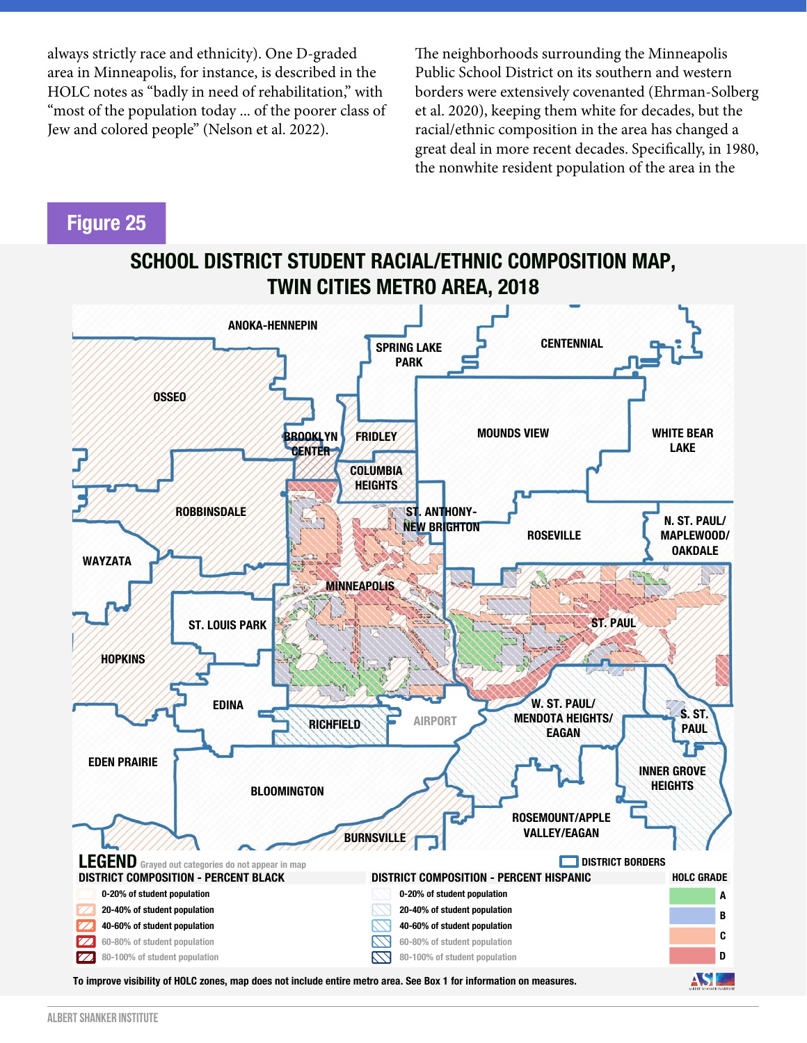always strictly race and ethnicity). One D-graded area in Minneapolis, for instance, is described in the HOLC notes as "badly in need of rehabilitation," with "most of the population today ... of the poorer class of Jew and colored people" (Nelson et al. 2022).

The neighborhoods surrounding the Minneapolis Public School District on its southern and western borders were extensively covenanted (Ehrman-Solberg et al. 2020), keeping them white for decades, but the racial/ethnic composition in the area has changed a great deal in more recent decades. Specifically, in 1980, the nonwhite resident population of the area in the

## Figure 25

### SCHOOL DISTRICT STUDENT RACIAL/ETHNIC COMPOSITION MAP, TWIN CITIES METRO AREA, 2018

ANOKA-HENNEPIN, SPRING LAKE PARK, CENTENNIAL, OSSEO, BROOKLYN CENTER, FRIDLEY, MOUNDS VIEW, WHITE BEAR LAKE, COLUMBIA HEIGHTS, ROBBINSDALE, ST. ANTHONY-NEW BRIGHTON, ROSEVILLE, N. ST. PAUL/MAPLEWOOD/OAKDALE, WAYZATA, MINNEAPOLIS, ST. LOUIS PARK, ST. PAUL, HOPKINS, EDINA, RICHFIELD, AIRPORT, W. ST. PAUL/MENDOTA HEIGHTS/EAGAN, S. ST. PAUL, EDEN PRAIRIE, BLOOMINGTON, INNER GROVE HEIGHTS, ROSEMOUNT/APPLE VALLEY/EAGAN, BURNSVILLE

**LEGEND** Grayed out categories do not appear in map

DISTRICT BORDERS

| DISTRICT COMPOSITION - PERCENT BLACK | DISTRICT COMPOSITION - PERCENT HISPANIC | HOLC GRADE |
|---|---|---|
| 0-20% of student population | 0-20% of student population | A |
| 20-40% of student population | 20-40% of student population | B |
| 40-60% of student population | 40-60% of student population | C |
| 60-80% of student population | 60-80% of student population | D |
| 80-100% of student population | 80-100% of student population | |

To improve visibility of HOLC zones, map does not include entire metro area. See Box 1 for information on measures.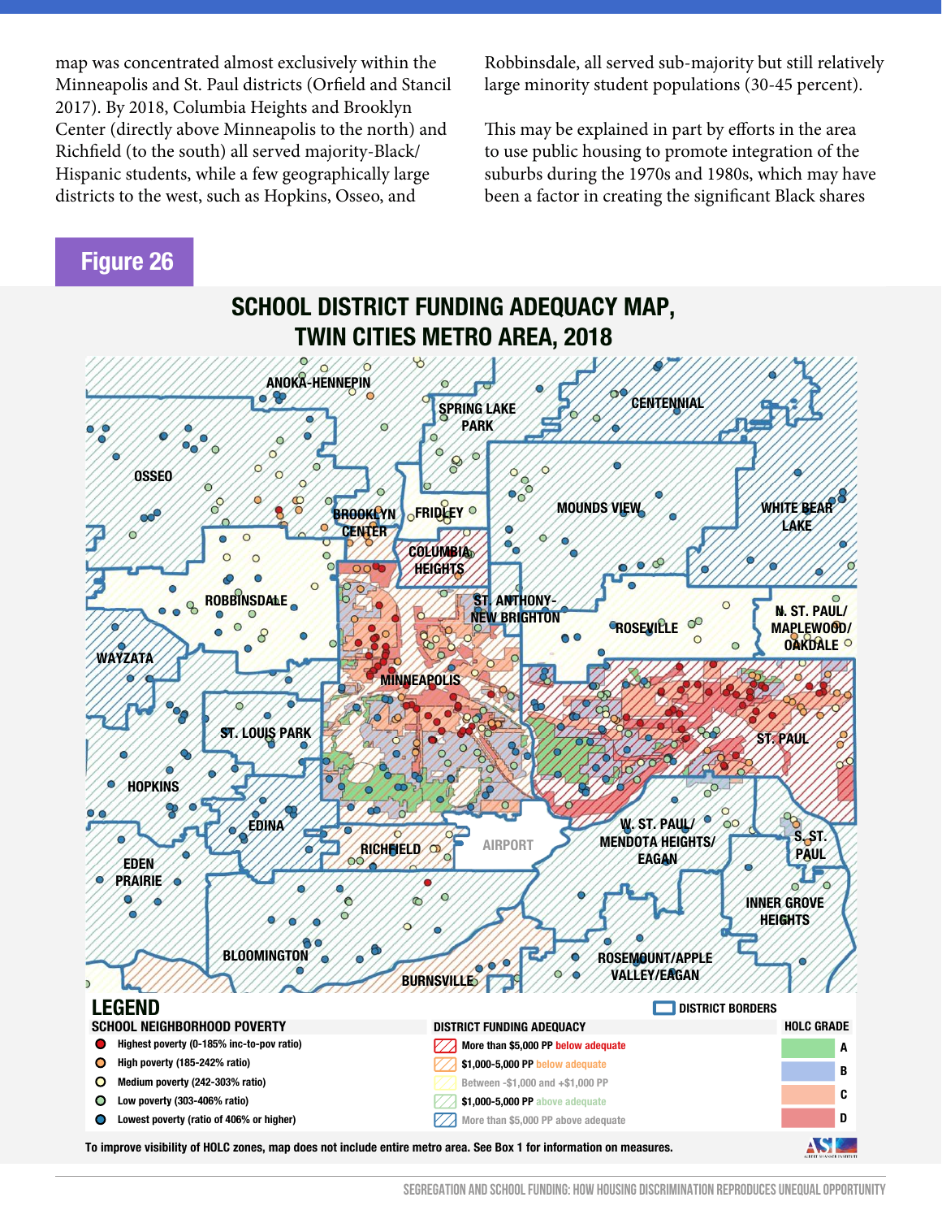map was concentrated almost exclusively within the Minneapolis and St. Paul districts (Orfield and Stancil 2017). By 2018, Columbia Heights and Brooklyn Center (directly above Minneapolis to the north) and Richfield (to the south) all served majority-Black/Hispanic students, while a few geographically large districts to the west, such as Hopkins, Osseo, and Robbinsdale, all served sub-majority but still relatively large minority student populations (30-45 percent).

This may be explained in part by efforts in the area to use public housing to promote integration of the suburbs during the 1970s and 1980s, which may have been a factor in creating the significant Black shares

## Figure 26

### SCHOOL DISTRICT FUNDING ADEQUACY MAP, TWIN CITIES METRO AREA, 2018

**LEGEND**

**SCHOOL NEIGHBORHOOD POVERTY**
- Highest poverty (0-185% inc-to-pov ratio)
- High poverty (185-242% ratio)
- Medium poverty (242-303% ratio)
- Low poverty (303-406% ratio)
- Lowest poverty (ratio of 406% or higher)

**DISTRICT FUNDING ADEQUACY**
- More than $5,000 PP below adequate
- $1,000-5,000 PP below adequate
- Between -$1,000 and +$1,000 PP
- $1,000-5,000 PP above adequate
- More than $5,000 PP above adequate

**DISTRICT BORDERS**

**HOLC GRADE**
- A
- B
- C
- D

To improve visibility of HOLC zones, map does not include entire metro area. See Box 1 for information on measures.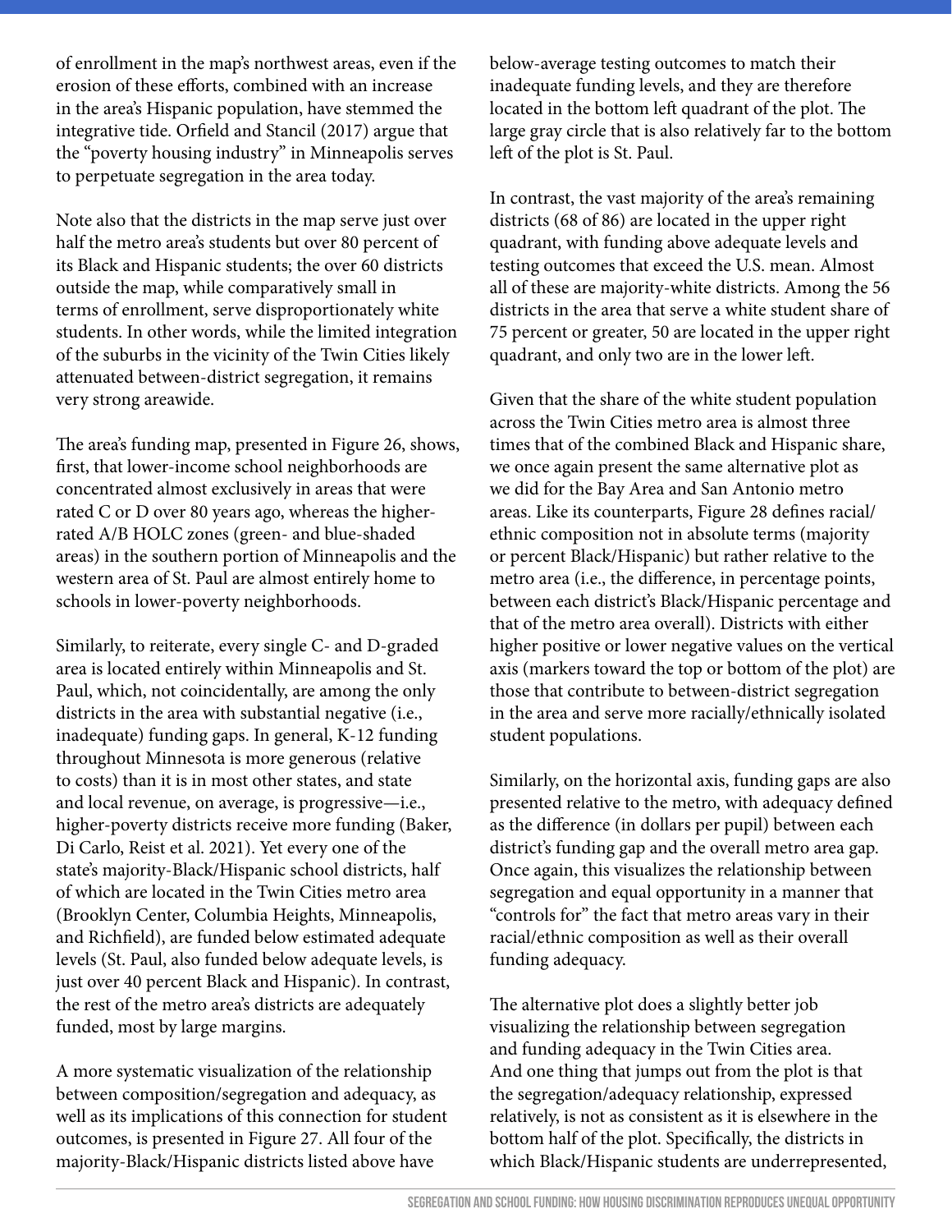of enrollment in the map's northwest areas, even if the erosion of these efforts, combined with an increase in the area's Hispanic population, have stemmed the integrative tide. Orfield and Stancil (2017) argue that the "poverty housing industry" in Minneapolis serves to perpetuate segregation in the area today.

Note also that the districts in the map serve just over half the metro area's students but over 80 percent of its Black and Hispanic students; the over 60 districts outside the map, while comparatively small in terms of enrollment, serve disproportionately white students. In other words, while the limited integration of the suburbs in the vicinity of the Twin Cities likely attenuated between-district segregation, it remains very strong areawide.

The area's funding map, presented in Figure 26, shows, first, that lower-income school neighborhoods are concentrated almost exclusively in areas that were rated C or D over 80 years ago, whereas the higher-rated A/B HOLC zones (green- and blue-shaded areas) in the southern portion of Minneapolis and the western area of St. Paul are almost entirely home to schools in lower-poverty neighborhoods.

Similarly, to reiterate, every single C- and D-graded area is located entirely within Minneapolis and St. Paul, which, not coincidentally, are among the only districts in the area with substantial negative (i.e., inadequate) funding gaps. In general, K-12 funding throughout Minnesota is more generous (relative to costs) than it is in most other states, and state and local revenue, on average, is progressive—i.e., higher-poverty districts receive more funding (Baker, Di Carlo, Reist et al. 2021). Yet every one of the state's majority-Black/Hispanic school districts, half of which are located in the Twin Cities metro area (Brooklyn Center, Columbia Heights, Minneapolis, and Richfield), are funded below estimated adequate levels (St. Paul, also funded below adequate levels, is just over 40 percent Black and Hispanic). In contrast, the rest of the metro area's districts are adequately funded, most by large margins.

A more systematic visualization of the relationship between composition/segregation and adequacy, as well as its implications of this connection for student outcomes, is presented in Figure 27. All four of the majority-Black/Hispanic districts listed above have below-average testing outcomes to match their inadequate funding levels, and they are therefore located in the bottom left quadrant of the plot. The large gray circle that is also relatively far to the bottom left of the plot is St. Paul.

In contrast, the vast majority of the area's remaining districts (68 of 86) are located in the upper right quadrant, with funding above adequate levels and testing outcomes that exceed the U.S. mean. Almost all of these are majority-white districts. Among the 56 districts in the area that serve a white student share of 75 percent or greater, 50 are located in the upper right quadrant, and only two are in the lower left.

Given that the share of the white student population across the Twin Cities metro area is almost three times that of the combined Black and Hispanic share, we once again present the same alternative plot as we did for the Bay Area and San Antonio metro areas. Like its counterparts, Figure 28 defines racial/ethnic composition not in absolute terms (majority or percent Black/Hispanic) but rather relative to the metro area (i.e., the difference, in percentage points, between each district's Black/Hispanic percentage and that of the metro area overall). Districts with either higher positive or lower negative values on the vertical axis (markers toward the top or bottom of the plot) are those that contribute to between-district segregation in the area and serve more racially/ethnically isolated student populations.

Similarly, on the horizontal axis, funding gaps are also presented relative to the metro, with adequacy defined as the difference (in dollars per pupil) between each district's funding gap and the overall metro area gap. Once again, this visualizes the relationship between segregation and equal opportunity in a manner that "controls for" the fact that metro areas vary in their racial/ethnic composition as well as their overall funding adequacy.

The alternative plot does a slightly better job visualizing the relationship between segregation and funding adequacy in the Twin Cities area. And one thing that jumps out from the plot is that the segregation/adequacy relationship, expressed relatively, is not as consistent as it is elsewhere in the bottom half of the plot. Specifically, the districts in which Black/Hispanic students are underrepresented,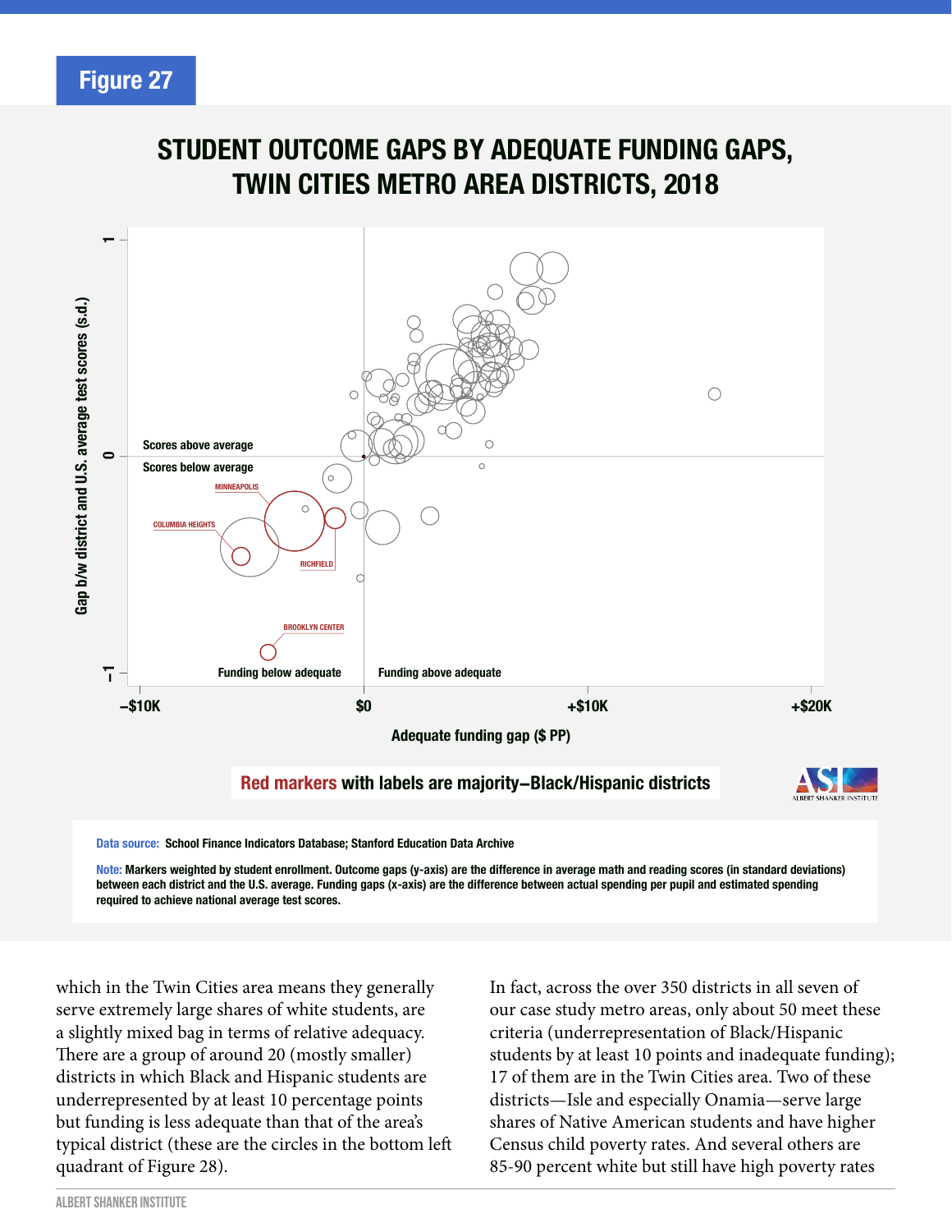## Figure 27

### STUDENT OUTCOME GAPS BY ADEQUATE FUNDING GAPS, TWIN CITIES METRO AREA DISTRICTS, 2018

Red markers with labels are majority–Black/Hispanic districts

**Data source:** School Finance Indicators Database; Stanford Education Data Archive

**Note:** Markers weighted by student enrollment. Outcome gaps (y-axis) are the difference in average math and reading scores (in standard deviations) between each district and the U.S. average. Funding gaps (x-axis) are the difference between actual spending per pupil and estimated spending required to achieve national average test scores.

which in the Twin Cities area means they generally serve extremely large shares of white students, are a slightly mixed bag in terms of relative adequacy. There are a group of around 20 (mostly smaller) districts in which Black and Hispanic students are underrepresented by at least 10 percentage points but funding is less adequate than that of the area's typical district (these are the circles in the bottom left quadrant of Figure 28).

In fact, across the over 350 districts in all seven of our case study metro areas, only about 50 meet these criteria (underrepresentation of Black/Hispanic students by at least 10 points and inadequate funding); 17 of them are in the Twin Cities area. Two of these districts—Isle and especially Onamia—serve large shares of Native American students and have higher Census child poverty rates. And several others are 85-90 percent white but still have high poverty rates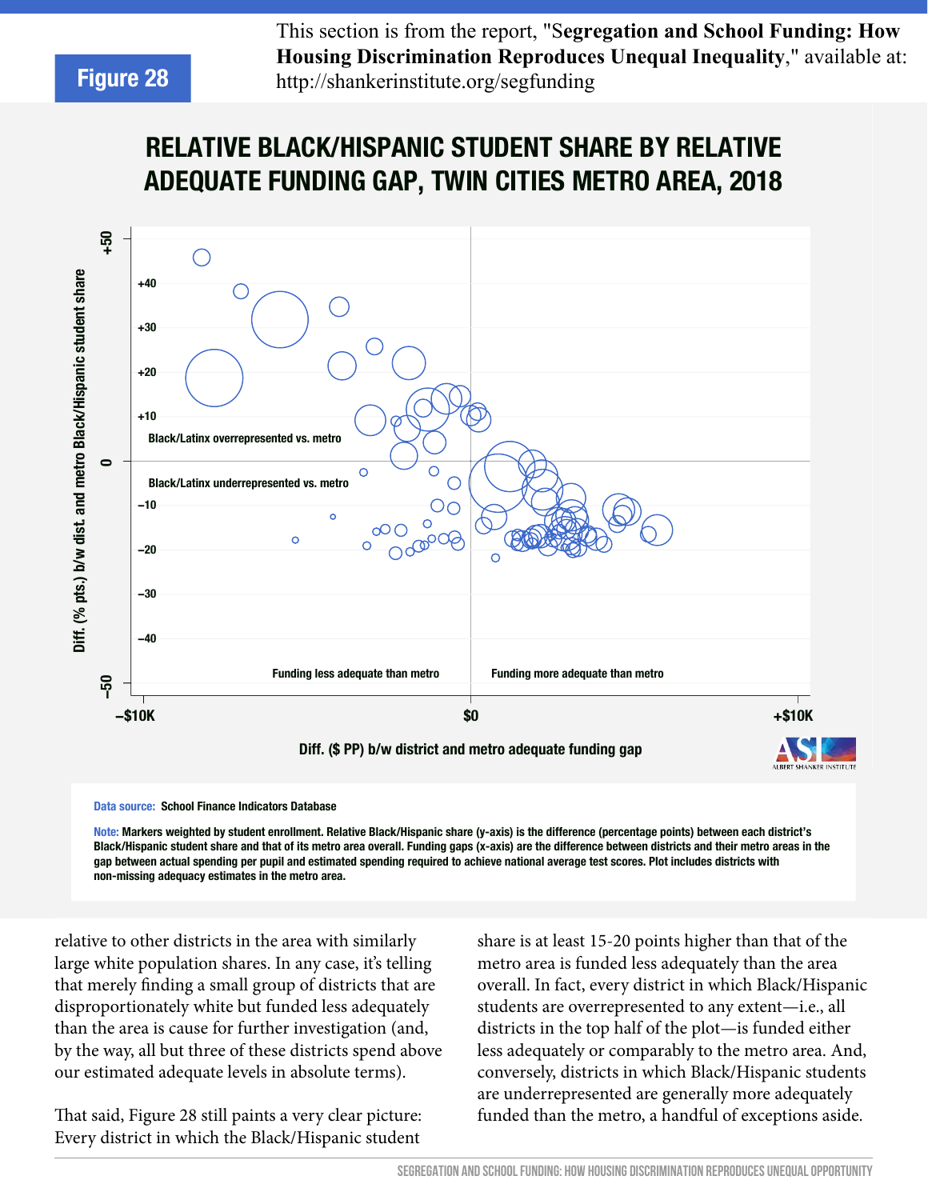Figure 28

This section is from the report, "**Segregation and School Funding: How Housing Discrimination Reproduces Unequal Inequality**," available at: http://shankerinstitute.org/segfunding

## RELATIVE BLACK/HISPANIC STUDENT SHARE BY RELATIVE ADEQUATE FUNDING GAP, TWIN CITIES METRO AREA, 2018

Diff. (% pts.) b/w dist. and metro Black/Hispanic student share

+50
+40
+30
+20
+10
0
−10
−20
−30
−40
−50

Black/Latinx overrepresented vs. metro

Black/Latinx underrepresented vs. metro

Funding less adequate than metro

Funding more adequate than metro

−$10K
$0
+$10K

Diff. ($ PP) b/w district and metro adequate funding gap

ALBERT SHANKER INSTITUTE

**Data source:** School Finance Indicators Database

**Note:** Markers weighted by student enrollment. Relative Black/Hispanic share (y-axis) is the difference (percentage points) between each district's Black/Hispanic student share and that of its metro area overall. Funding gaps (x-axis) are the difference between districts and their metro areas in the gap between actual spending per pupil and estimated spending required to achieve national average test scores. Plot includes districts with non-missing adequacy estimates in the metro area.

relative to other districts in the area with similarly large white population shares. In any case, it's telling that merely finding a small group of districts that are disproportionately white but funded less adequately than the area is cause for further investigation (and, by the way, all but three of these districts spend above our estimated adequate levels in absolute terms).

That said, Figure 28 still paints a very clear picture: Every district in which the Black/Hispanic student share is at least 15-20 points higher than that of the metro area is funded less adequately than the area overall. In fact, every district in which Black/Hispanic students are overrepresented to any extent—i.e., all districts in the top half of the plot—is funded either less adequately or comparably to the metro area. And, conversely, districts in which Black/Hispanic students are underrepresented are generally more adequately funded than the metro, a handful of exceptions aside.